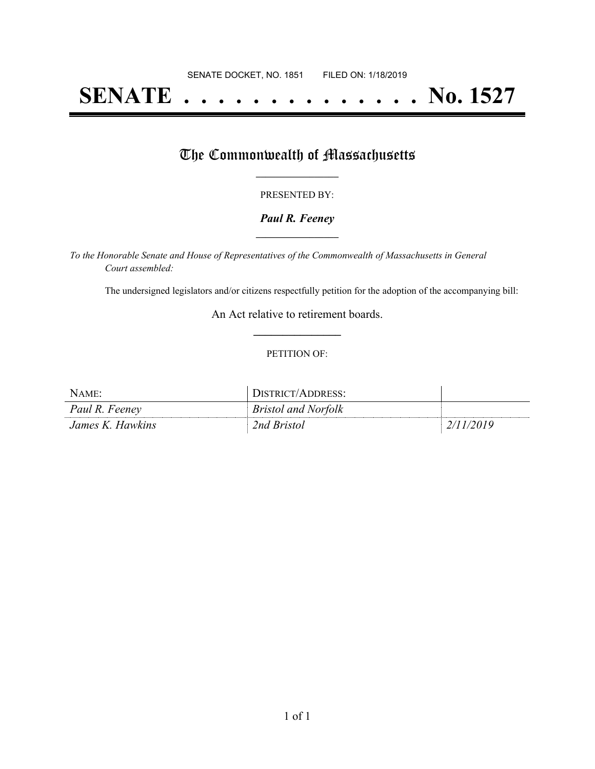SENATE DOCKET, NO. 1851 FILED ON: 1/18/2019

# SENATE . . . . . . . . . . . . . . No. 1527

## The Commonwealth of Massachusetts

PRESENTED BY:

***Paul R. Feeney***

*To the Honorable Senate and House of Representatives of the Commonwealth of Massachusetts in General Court assembled:*

The undersigned legislators and/or citizens respectfully petition for the adoption of the accompanying bill:

An Act relative to retirement boards.

PETITION OF:

| NAME: | DISTRICT/ADDRESS: | |
|---|---|---|
| *Paul R. Feeney* | *Bristol and Norfolk* | |
| *James K. Hawkins* | *2nd Bristol* | *2/11/2019* |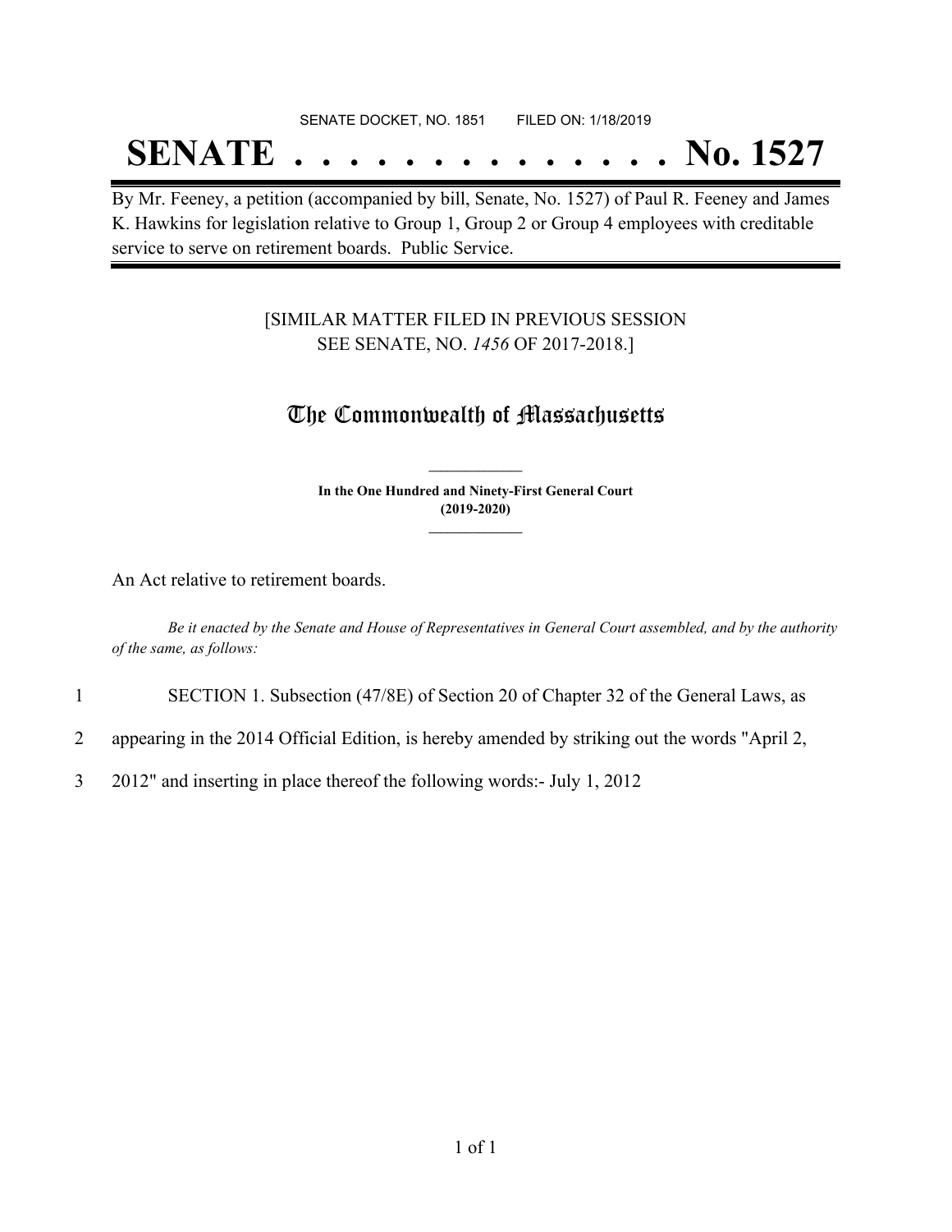SENATE DOCKET, NO. 1851 FILED ON: 1/18/2019

# SENATE . . . . . . . . . . . . . . No. 1527

By Mr. Feeney, a petition (accompanied by bill, Senate, No. 1527) of Paul R. Feeney and James K. Hawkins for legislation relative to Group 1, Group 2 or Group 4 employees with creditable service to serve on retirement boards. Public Service.

[SIMILAR MATTER FILED IN PREVIOUS SESSION SEE SENATE, NO. *1456* OF 2017-2018.]

## The Commonwealth of Massachusetts

**In the One Hundred and Ninety-First General Court (2019-2020)**

An Act relative to retirement boards.

*Be it enacted by the Senate and House of Representatives in General Court assembled, and by the authority of the same, as follows:*

1 SECTION 1. Subsection (47/8E) of Section 20 of Chapter 32 of the General Laws, as
2 appearing in the 2014 Official Edition, is hereby amended by striking out the words "April 2,
3 2012" and inserting in place thereof the following words:- July 1, 2012